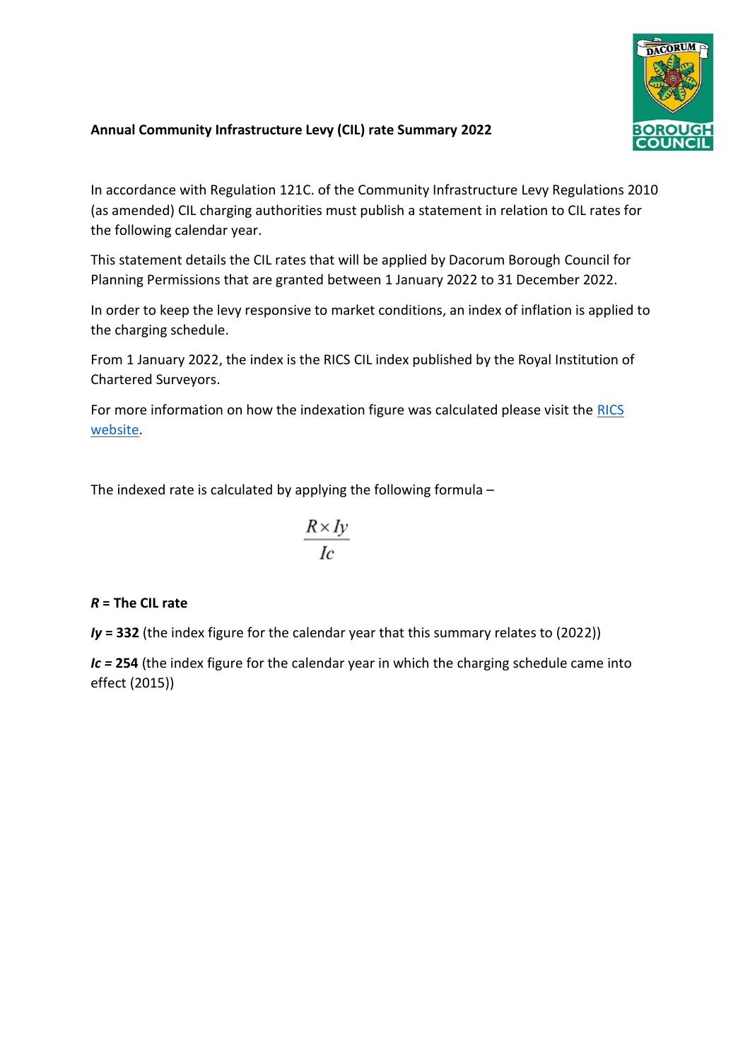**Annual Community Infrastructure Levy (CIL) rate Summary 2022**

In accordance with Regulation 121C. of the Community Infrastructure Levy Regulations 2010 (as amended) CIL charging authorities must publish a statement in relation to CIL rates for the following calendar year.

This statement details the CIL rates that will be applied by Dacorum Borough Council for Planning Permissions that are granted between 1 January 2022 to 31 December 2022.

In order to keep the levy responsive to market conditions, an index of inflation is applied to the charging schedule.

From 1 January 2022, the index is the RICS CIL index published by the Royal Institution of Chartered Surveyors.

For more information on how the indexation figure was calculated please visit the RICS website.

The indexed rate is calculated by applying the following formula –

$$\frac{R \times Iy}{Ic}$$

***R*** **= The CIL rate**

***Iy*** **= 332** (the index figure for the calendar year that this summary relates to (2022))

***Ic =*** **254** (the index figure for the calendar year in which the charging schedule came into effect (2015))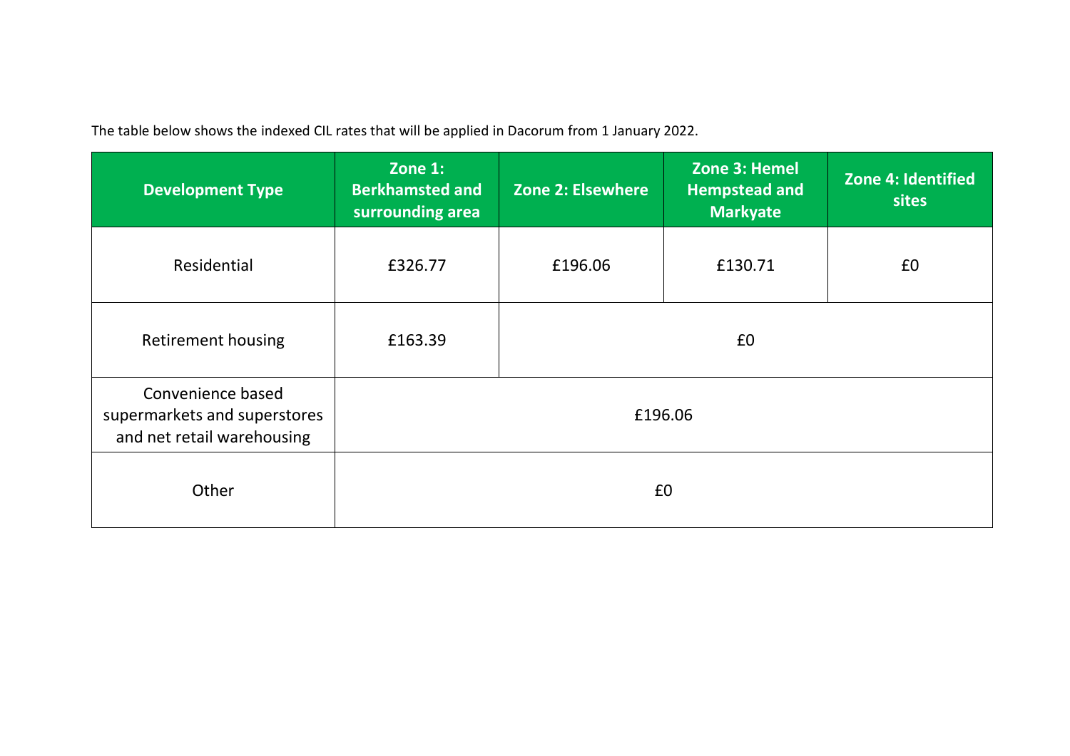The table below shows the indexed CIL rates that will be applied in Dacorum from 1 January 2022.

| Development Type | Zone 1: Berkhamsted and surrounding area | Zone 2: Elsewhere | Zone 3: Hemel Hempstead and Markyate | Zone 4: Identified sites |
|---|---|---|---|---|
| Residential | £326.77 | £196.06 | £130.71 | £0 |
| Retirement housing | £163.39 | £0 | | |
| Convenience based supermarkets and superstores and net retail warehousing | £196.06 | | | |
| Other | £0 | | | |